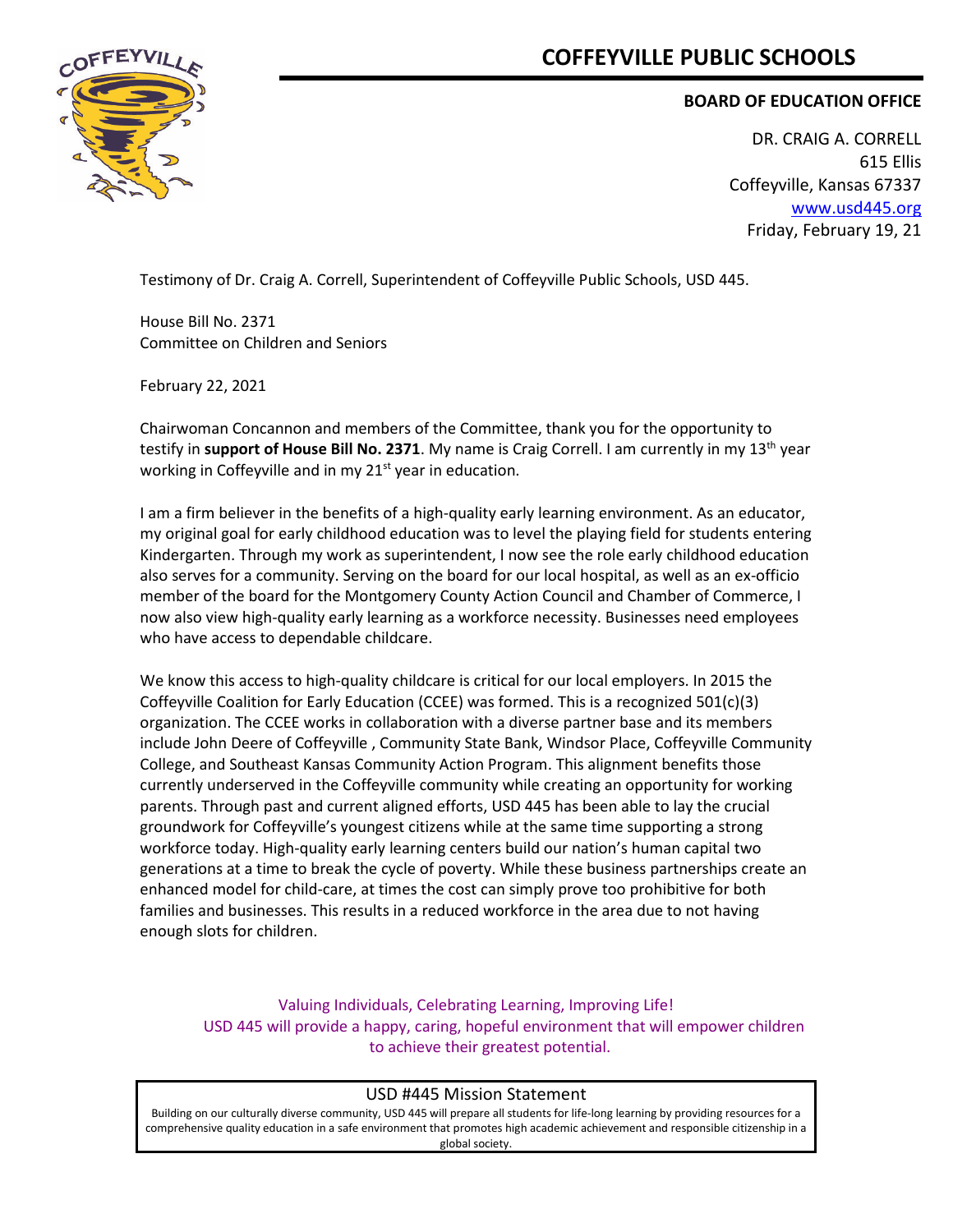# COFFEYVILLE PUBLIC SCHOOLS

**BOARD OF EDUCATION OFFICE**

DR. CRAIG A. CORRELL
615 Ellis
Coffeyville, Kansas 67337
www.usd445.org
Friday, February 19, 21

Testimony of Dr. Craig A. Correll, Superintendent of Coffeyville Public Schools, USD 445.

House Bill No. 2371
Committee on Children and Seniors

February 22, 2021

Chairwoman Concannon and members of the Committee, thank you for the opportunity to testify in **support of House Bill No. 2371**. My name is Craig Correll. I am currently in my 13th year working in Coffeyville and in my 21st year in education.

I am a firm believer in the benefits of a high-quality early learning environment. As an educator, my original goal for early childhood education was to level the playing field for students entering Kindergarten. Through my work as superintendent, I now see the role early childhood education also serves for a community. Serving on the board for our local hospital, as well as an ex-officio member of the board for the Montgomery County Action Council and Chamber of Commerce, I now also view high-quality early learning as a workforce necessity. Businesses need employees who have access to dependable childcare.

We know this access to high-quality childcare is critical for our local employers. In 2015 the Coffeyville Coalition for Early Education (CCEE) was formed. This is a recognized 501(c)(3) organization. The CCEE works in collaboration with a diverse partner base and its members include John Deere of Coffeyville , Community State Bank, Windsor Place, Coffeyville Community College, and Southeast Kansas Community Action Program. This alignment benefits those currently underserved in the Coffeyville community while creating an opportunity for working parents. Through past and current aligned efforts, USD 445 has been able to lay the crucial groundwork for Coffeyville's youngest citizens while at the same time supporting a strong workforce today. High-quality early learning centers build our nation's human capital two generations at a time to break the cycle of poverty. While these business partnerships create an enhanced model for child-care, at times the cost can simply prove too prohibitive for both families and businesses. This results in a reduced workforce in the area due to not having enough slots for children.

Valuing Individuals, Celebrating Learning, Improving Life!
USD 445 will provide a happy, caring, hopeful environment that will empower children to achieve their greatest potential.

USD #445 Mission Statement

Building on our culturally diverse community, USD 445 will prepare all students for life-long learning by providing resources for a comprehensive quality education in a safe environment that promotes high academic achievement and responsible citizenship in a global society.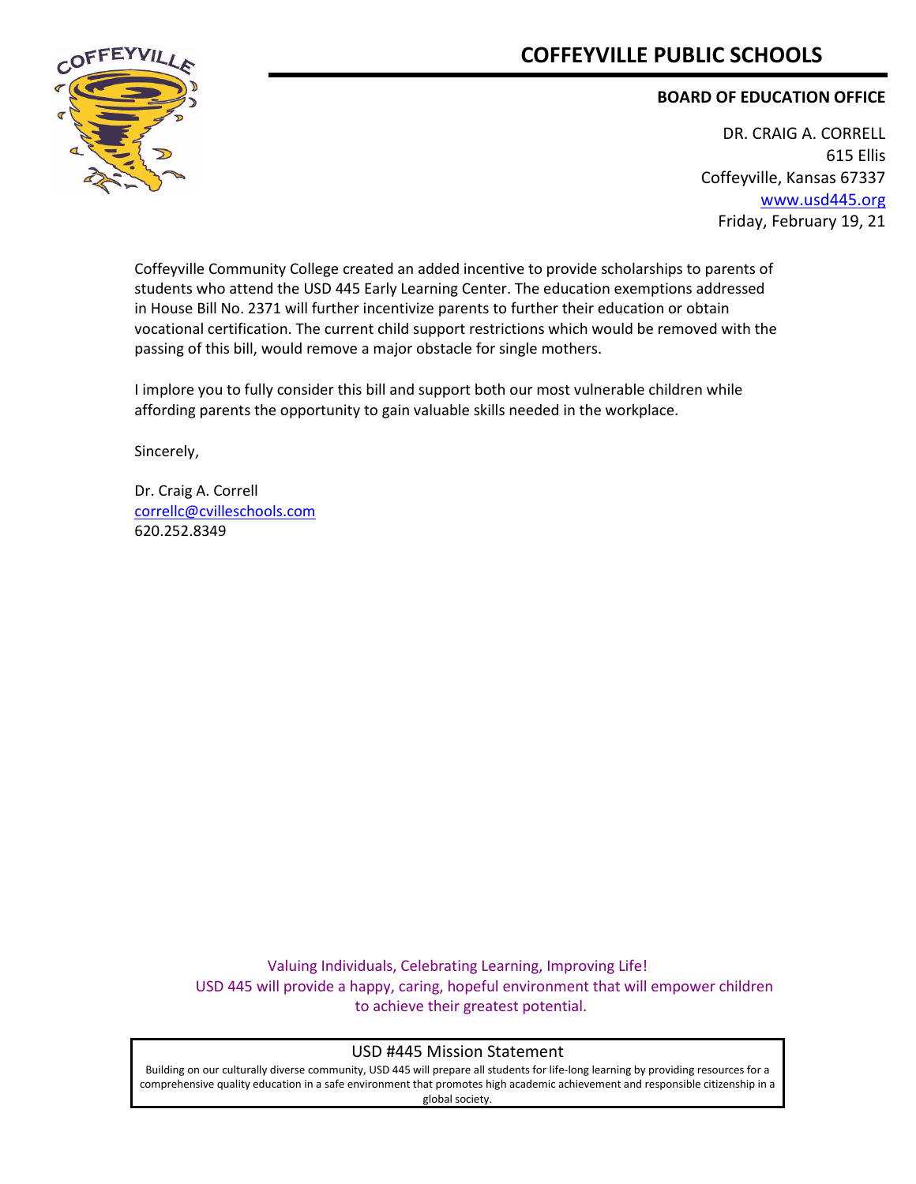# COFFEYVILLE PUBLIC SCHOOLS

**BOARD OF EDUCATION OFFICE**

DR. CRAIG A. CORRELL
615 Ellis
Coffeyville, Kansas 67337
www.usd445.org
Friday, February 19, 21

Coffeyville Community College created an added incentive to provide scholarships to parents of students who attend the USD 445 Early Learning Center. The education exemptions addressed in House Bill No. 2371 will further incentivize parents to further their education or obtain vocational certification. The current child support restrictions which would be removed with the passing of this bill, would remove a major obstacle for single mothers.

I implore you to fully consider this bill and support both our most vulnerable children while affording parents the opportunity to gain valuable skills needed in the workplace.

Sincerely,

Dr. Craig A. Correll
correllc@cvilleschools.com
620.252.8349

Valuing Individuals, Celebrating Learning, Improving Life!
USD 445 will provide a happy, caring, hopeful environment that will empower children to achieve their greatest potential.

USD #445 Mission Statement

Building on our culturally diverse community, USD 445 will prepare all students for life-long learning by providing resources for a comprehensive quality education in a safe environment that promotes high academic achievement and responsible citizenship in a global society.